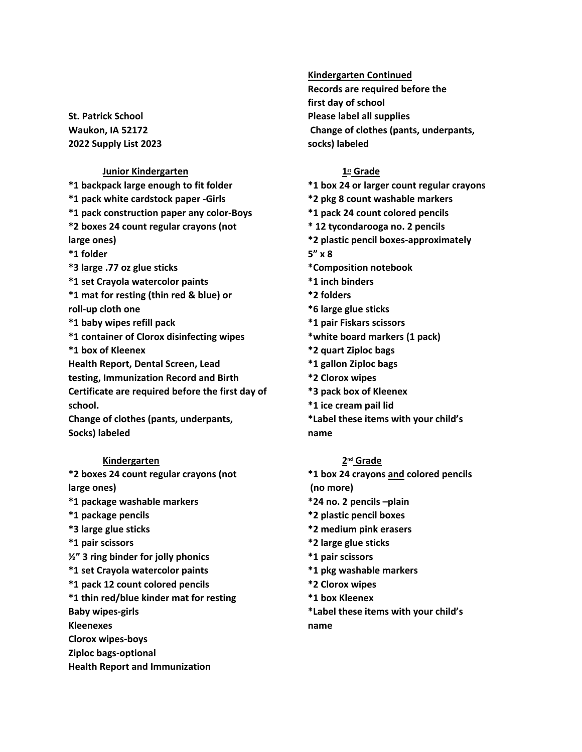**St. Patrick School**
**Waukon, IA 52172**
**2022 Supply List 2023**

## Junior Kindergarten

- *1 backpack large enough to fit folder
- *1 pack white cardstock paper -Girls
- *1 pack construction paper any color-Boys
- *2 boxes 24 count regular crayons (not large ones)
- *1 folder
- *3 large .77 oz glue sticks
- *1 set Crayola watercolor paints
- *1 mat for resting (thin red & blue) or roll-up cloth one
- *1 baby wipes refill pack
- *1 container of Clorox disinfecting wipes
- *1 box of Kleenex

Health Report, Dental Screen, Lead testing, Immunization Record and Birth Certificate are required before the first day of school.
Change of clothes (pants, underpants, Socks) labeled

## Kindergarten

- *2 boxes 24 count regular crayons (not large ones)
- *1 package washable markers
- *1 package pencils
- *3 large glue sticks
- *1 pair scissors
- ½" 3 ring binder for jolly phonics
- *1 set Crayola watercolor paints
- *1 pack 12 count colored pencils
- *1 thin red/blue kinder mat for resting
- Baby wipes-girls
- Kleenexes
- Clorox wipes-boys
- Ziploc bags-optional
- Health Report and Immunization

## Kindergarten Continued

Records are required before the first day of school
Please label all supplies
Change of clothes (pants, underpants, socks) labeled

## 1st Grade

- *1 box 24 or larger count regular crayons
- *2 pkg 8 count washable markers
- *1 pack 24 count colored pencils
- * 12 tycondarooga no. 2 pencils
- *2 plastic pencil boxes-approximately 5" x 8
- *Composition notebook
- *1 inch binders
- *2 folders
- *6 large glue sticks
- *1 pair Fiskars scissors
- *white board markers (1 pack)
- *2 quart Ziploc bags
- *1 gallon Ziploc bags
- *2 Clorox wipes
- *3 pack box of Kleenex
- *1 ice cream pail lid
- *Label these items with your child's name

## 2nd Grade

- *1 box 24 crayons and colored pencils (no more)
- *24 no. 2 pencils –plain
- *2 plastic pencil boxes
- *2 medium pink erasers
- *2 large glue sticks
- *1 pair scissors
- *1 pkg washable markers
- *2 Clorox wipes
- *1 box Kleenex
- *Label these items with your child's name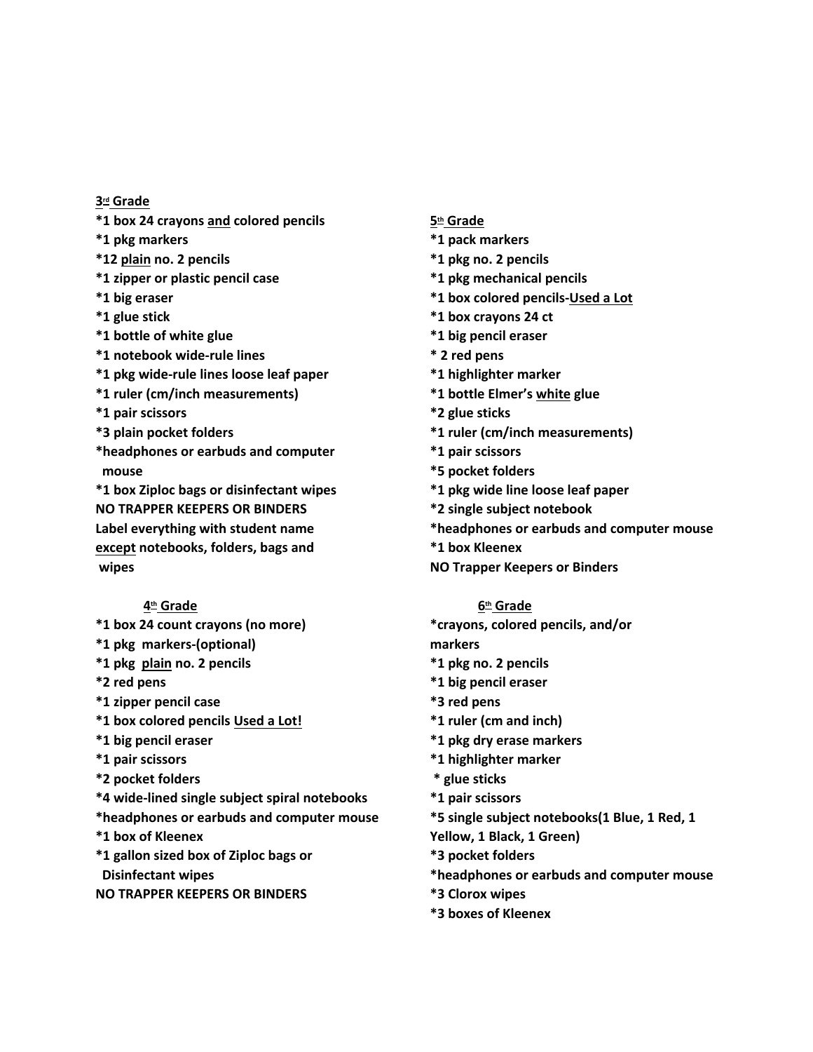**3rd Grade**

*1 box 24 crayons and colored pencils
*1 pkg markers
*12 plain no. 2 pencils
*1 zipper or plastic pencil case
*1 big eraser
*1 glue stick
*1 bottle of white glue
*1 notebook wide-rule lines
*1 pkg wide-rule lines loose leaf paper
*1 ruler (cm/inch measurements)
*1 pair scissors
*3 plain pocket folders
*headphones or earbuds and computer mouse
*1 box Ziploc bags or disinfectant wipes
**NO TRAPPER KEEPERS OR BINDERS**
**Label everything with student name except notebooks, folders, bags and wipes**

**4th Grade**

*1 box 24 count crayons (no more)
*1 pkg markers-(optional)
*1 pkg plain no. 2 pencils
*2 red pens
*1 zipper pencil case
*1 box colored pencils Used a Lot!
*1 big pencil eraser
*1 pair scissors
*2 pocket folders
*4 wide-lined single subject spiral notebooks
*headphones or earbuds and computer mouse
*1 box of Kleenex
*1 gallon sized box of Ziploc bags or Disinfectant wipes
**NO TRAPPER KEEPERS OR BINDERS**

**5th Grade**

*1 pack markers
*1 pkg no. 2 pencils
*1 pkg mechanical pencils
*1 box colored pencils-Used a Lot
*1 box crayons 24 ct
*1 big pencil eraser
* 2 red pens
*1 highlighter marker
*1 bottle Elmer's white glue
*2 glue sticks
*1 ruler (cm/inch measurements)
*1 pair scissors
*5 pocket folders
*1 pkg wide line loose leaf paper
*2 single subject notebook
*headphones or earbuds and computer mouse
*1 box Kleenex
**NO Trapper Keepers or Binders**

**6th Grade**

*crayons, colored pencils, and/or markers
*1 pkg no. 2 pencils
*1 big pencil eraser
*3 red pens
*1 ruler (cm and inch)
*1 pkg dry erase markers
*1 highlighter marker
* glue sticks
*1 pair scissors
*5 single subject notebooks(1 Blue, 1 Red, 1 Yellow, 1 Black, 1 Green)
*3 pocket folders
*headphones or earbuds and computer mouse
*3 Clorox wipes
*3 boxes of Kleenex